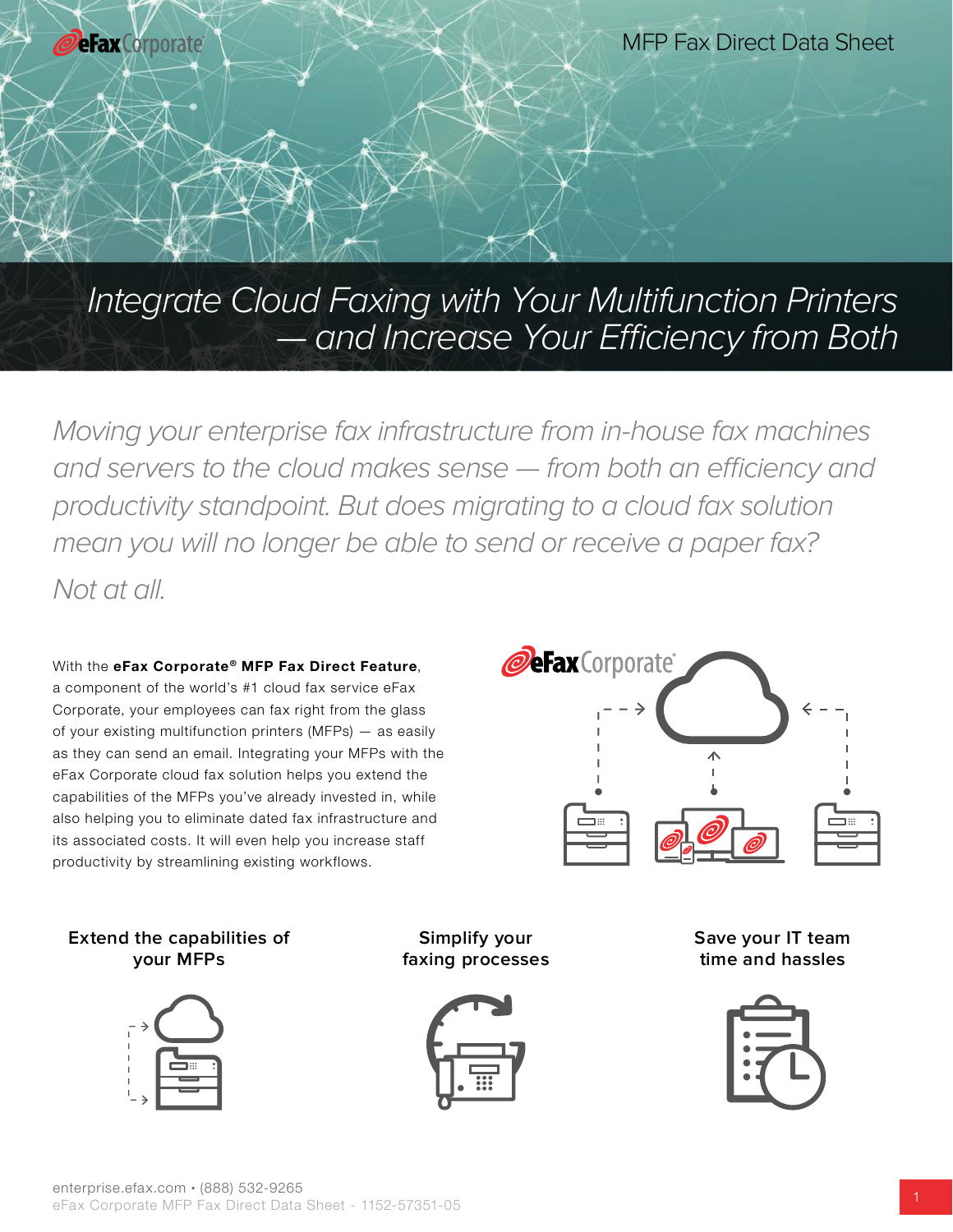MFP Fax Direct Data Sheet

# *Integrate Cloud Faxing with Your Multifunction Printers — and Increase Your Efficiency from Both*

*Moving your enterprise fax infrastructure from in-house fax machines and servers to the cloud makes sense — from both an efficiency and productivity standpoint. But does migrating to a cloud fax solution mean you will no longer be able to send or receive a paper fax?*

*Not at all.*

With the **eFax Corporate® MFP Fax Direct Feature**, a component of the world's #1 cloud fax service eFax Corporate, your employees can fax right from the glass of your existing multifunction printers (MFPs) — as easily as they can send an email. Integrating your MFPs with the eFax Corporate cloud fax solution helps you extend the capabilities of the MFPs you've already invested in, while also helping you to eliminate dated fax infrastructure and its associated costs. It will even help you increase staff productivity by streamlining existing workflows.

### Extend the capabilities of your MFPs

### Simplify your faxing processes

### Save your IT team time and hassles

enterprise.efax.com • (888) 532-9265
eFax Corporate MFP Fax Direct Data Sheet - 1152-57351-05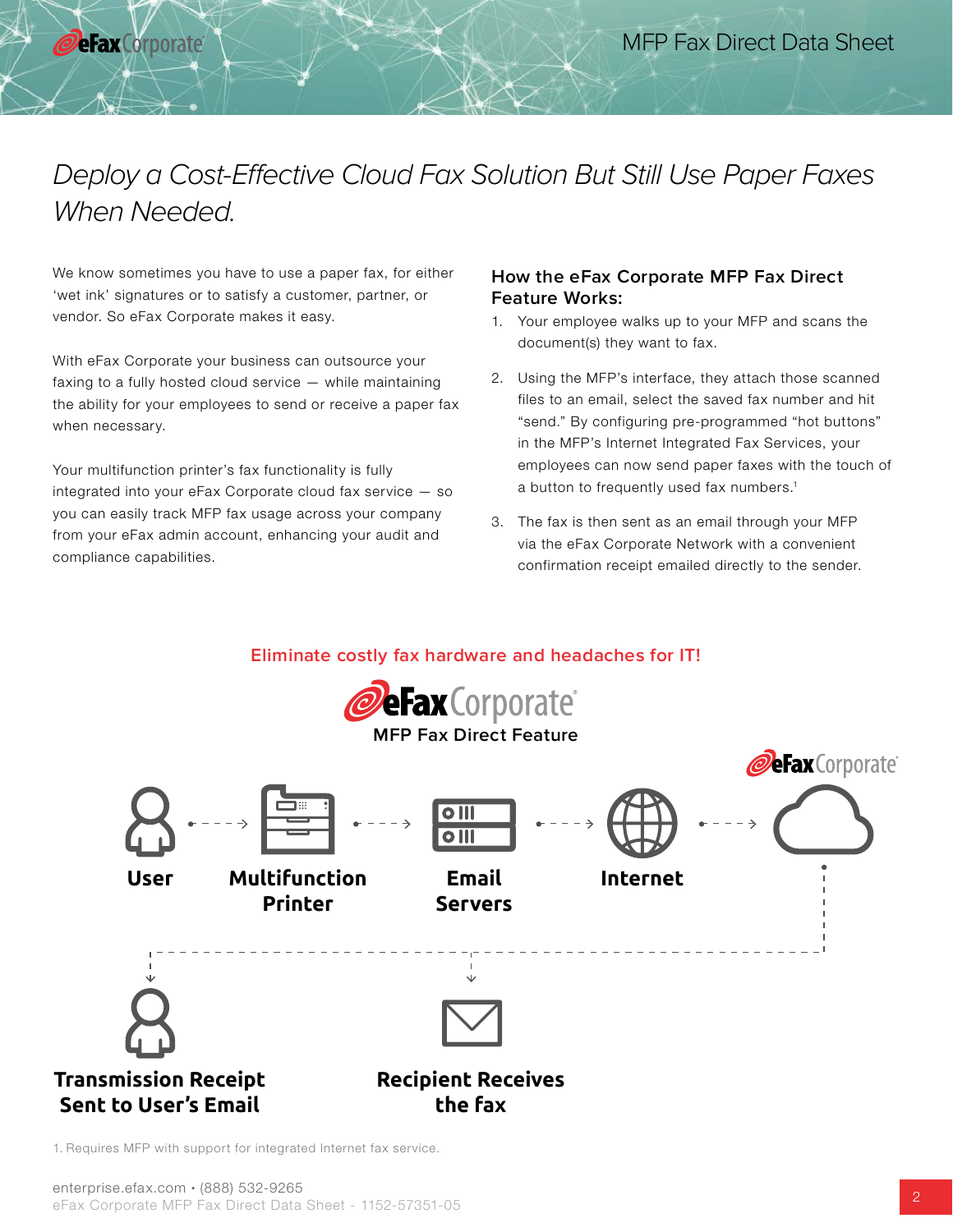# Deploy a Cost-Effective Cloud Fax Solution But Still Use Paper Faxes When Needed.

We know sometimes you have to use a paper fax, for either 'wet ink' signatures or to satisfy a customer, partner, or vendor. So eFax Corporate makes it easy.

With eFax Corporate your business can outsource your faxing to a fully hosted cloud service — while maintaining the ability for your employees to send or receive a paper fax when necessary.

Your multifunction printer's fax functionality is fully integrated into your eFax Corporate cloud fax service — so you can easily track MFP fax usage across your company from your eFax admin account, enhancing your audit and compliance capabilities.

### How the eFax Corporate MFP Fax Direct Feature Works:

1. Your employee walks up to your MFP and scans the document(s) they want to fax.
2. Using the MFP's interface, they attach those scanned files to an email, select the saved fax number and hit "send." By configuring pre-programmed "hot buttons" in the MFP's Internet Integrated Fax Services, your employees can now send paper faxes with the touch of a button to frequently used fax numbers.[1]
3. The fax is then sent as an email through your MFP via the eFax Corporate Network with a convenient confirmation receipt emailed directly to the sender.

**Eliminate costly fax hardware and headaches for IT!**

eFax Corporate **MFP Fax Direct Feature**

User → Multifunction Printer → Email Servers → Internet → eFax Corporate

**Transmission Receipt Sent to User's Email**

**Recipient Receives the Fax**

1. Requires MFP with support for integrated Internet fax service.

enterprise.efax.com • (888) 532-9265
eFax Corporate MFP Fax Direct Data Sheet - 1152-57351-05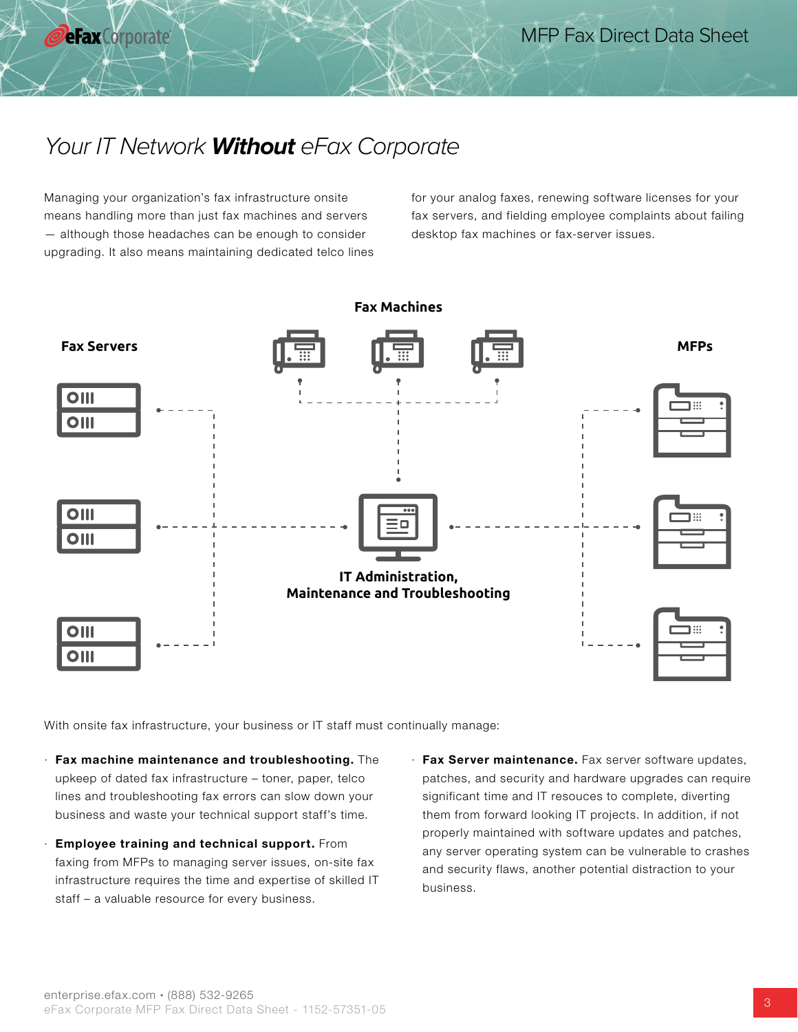# *Your IT Network **Without** eFax Corporate*

Managing your organization's fax infrastructure onsite means handling more than just fax machines and servers — although those headaches can be enough to consider upgrading. It also means maintaining dedicated telco lines for your analog faxes, renewing software licenses for your fax servers, and fielding employee complaints about failing desktop fax machines or fax-server issues.

Fax Machines

Fax Servers

MFPs

IT Administration, Maintenance and Troubleshooting

With onsite fax infrastructure, your business or IT staff must continually manage:

- **Fax machine maintenance and troubleshooting.** The upkeep of dated fax infrastructure – toner, paper, telco lines and troubleshooting fax errors can slow down your business and waste your technical support staff's time.
- **Employee training and technical support.** From faxing from MFPs to managing server issues, on-site fax infrastructure requires the time and expertise of skilled IT staff – a valuable resource for every business.
- **Fax Server maintenance.** Fax server software updates, patches, and security and hardware upgrades can require significant time and IT resouces to complete, diverting them from forward looking IT projects. In addition, if not properly maintained with software updates and patches, any server operating system can be vulnerable to crashes and security flaws, another potential distraction to your business.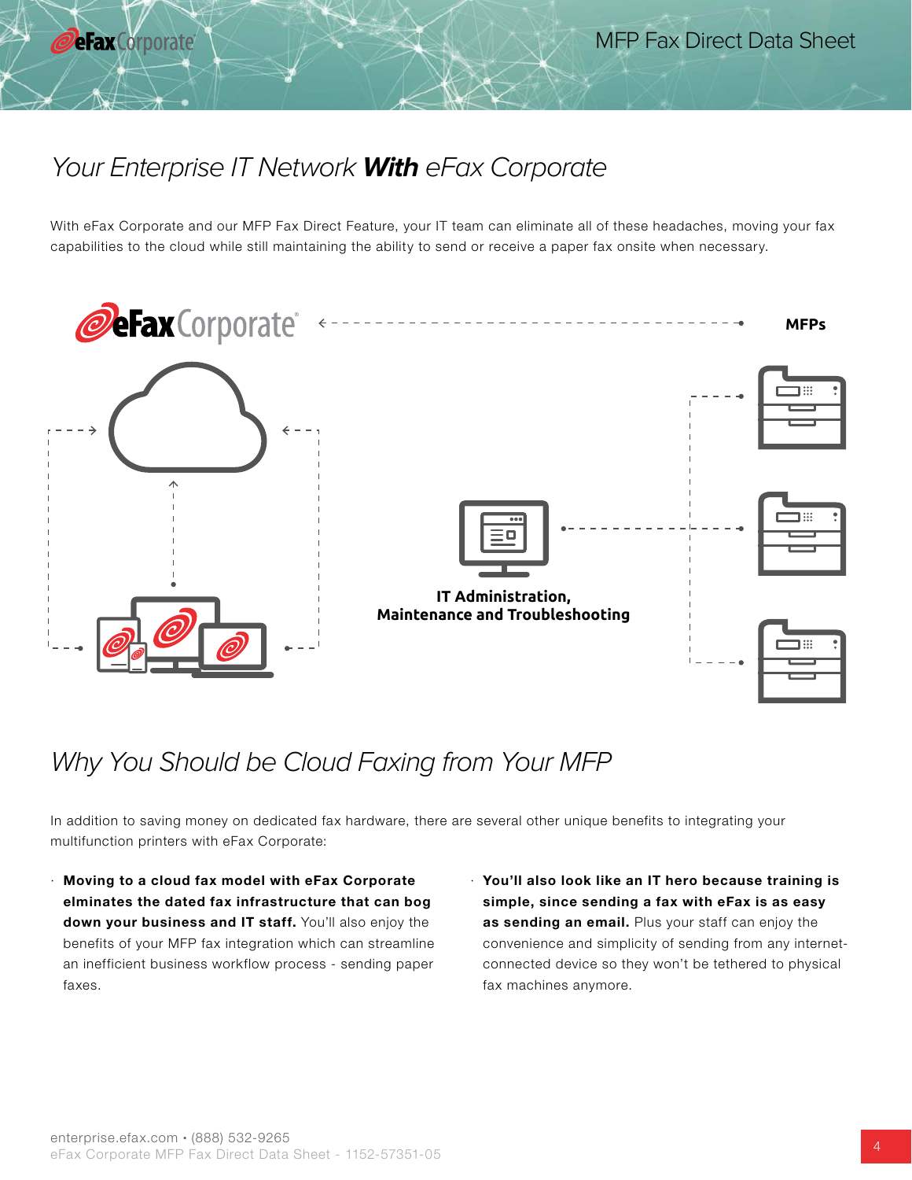## *Your Enterprise IT Network* ***With*** *eFax Corporate*

With eFax Corporate and our MFP Fax Direct Feature, your IT team can eliminate all of these headaches, moving your fax capabilities to the cloud while still maintaining the ability to send or receive a paper fax onsite when necessary.

eFax Corporate

MFPs

**IT Administration, Maintenance and Troubleshooting**

## *Why You Should be Cloud Faxing from Your MFP*

In addition to saving money on dedicated fax hardware, there are several other unique benefits to integrating your multifunction printers with eFax Corporate:

- **Moving to a cloud fax model with eFax Corporate elminates the dated fax infrastructure that can bog down your business and IT staff.** You'll also enjoy the benefits of your MFP fax integration which can streamline an inefficient business workflow process - sending paper faxes.
- **You'll also look like an IT hero because training is simple, since sending a fax with eFax is as easy as sending an email.** Plus your staff can enjoy the convenience and simplicity of sending from any internet-connected device so they won't be tethered to physical fax machines anymore.

enterprise.efax.com • (888) 532-9265
eFax Corporate MFP Fax Direct Data Sheet - 1152-57351-05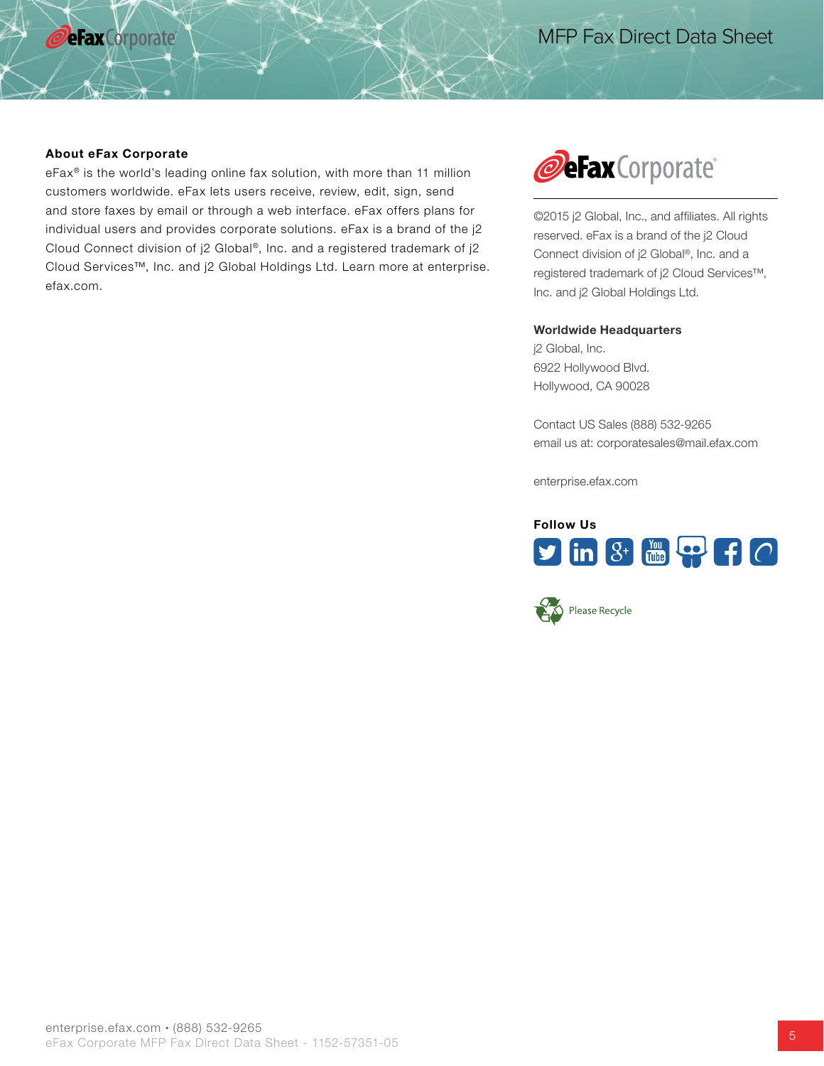## About eFax Corporate

eFax® is the world's leading online fax solution, with more than 11 million customers worldwide. eFax lets users receive, review, edit, sign, send and store faxes by email or through a web interface. eFax offers plans for individual users and provides corporate solutions. eFax is a brand of the j2 Cloud Connect division of j2 Global®, Inc. and a registered trademark of j2 Cloud Services™, Inc. and j2 Global Holdings Ltd. Learn more at enterprise.efax.com.

©2015 j2 Global, Inc., and affiliates. All rights reserved. eFax is a brand of the j2 Cloud Connect division of j2 Global®, Inc. and a registered trademark of j2 Cloud Services™, Inc. and j2 Global Holdings Ltd.

**Worldwide Headquarters**

j2 Global, Inc.
6922 Hollywood Blvd.
Hollywood, CA 90028

Contact US Sales (888) 532-9265
email us at: corporatesales@mail.efax.com

enterprise.efax.com

**Follow Us**

Please Recycle

enterprise.efax.com • (888) 532-9265
eFax Corporate MFP Fax Direct Data Sheet - 1152-57351-05